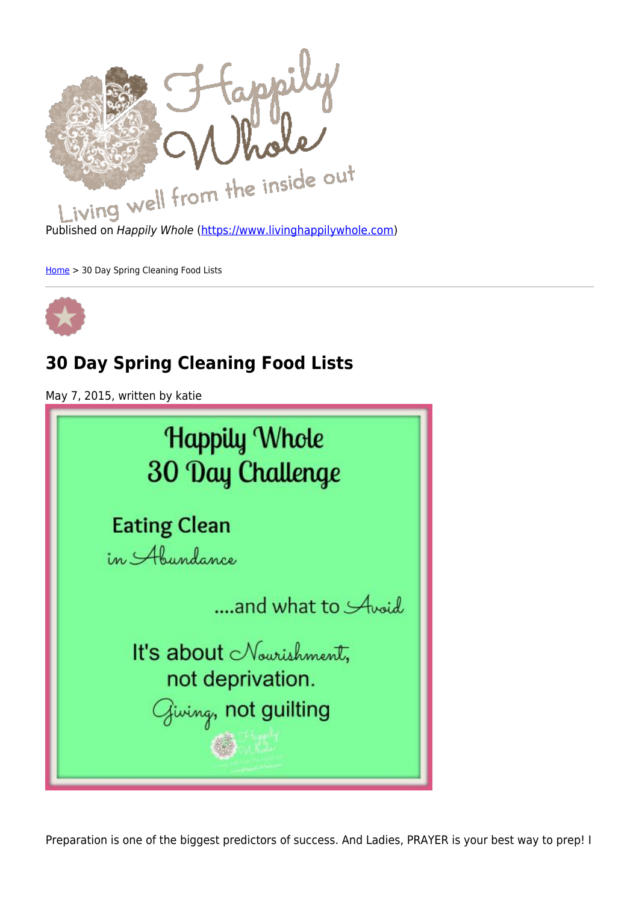Published on *Happily Whole* (https://www.livinghappilywhole.com)

Home > 30 Day Spring Cleaning Food Lists

# 30 Day Spring Cleaning Food Lists

May 7, 2015, written by katie

Happily Whole
30 Day Challenge

Eating Clean
in Abundance

....and what to Avoid

It's about Nourishment, not deprivation.
Giving, not guilting

Preparation is one of the biggest predictors of success. And Ladies, PRAYER is your best way to prep! I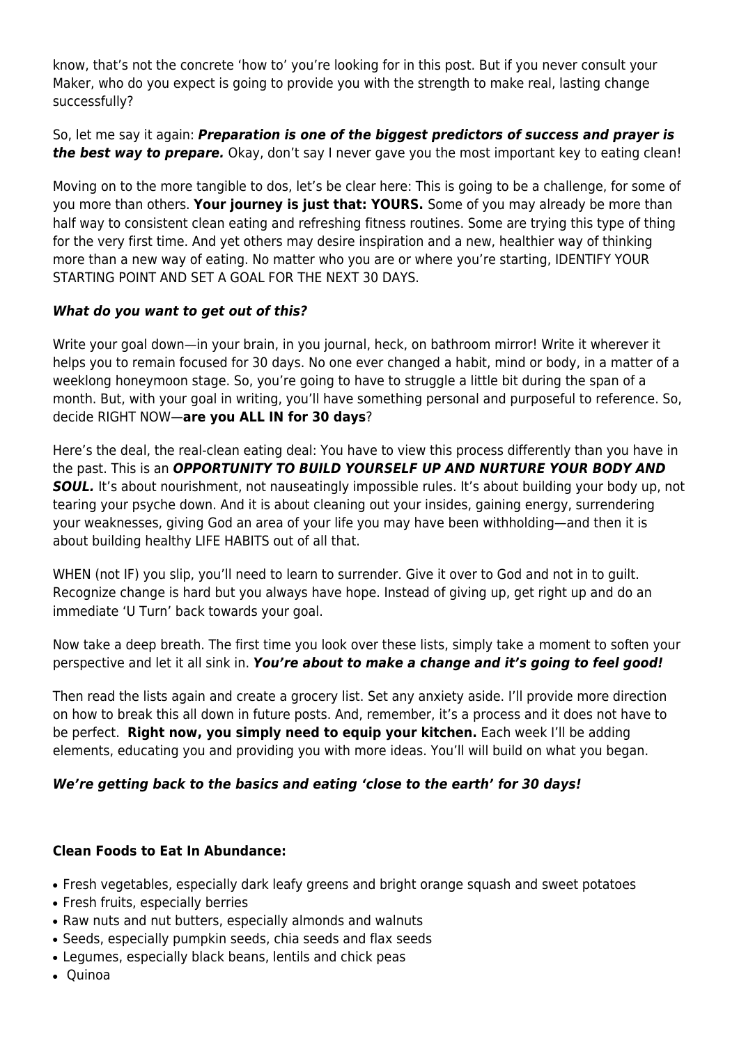know, that's not the concrete 'how to' you're looking for in this post. But if you never consult your Maker, who do you expect is going to provide you with the strength to make real, lasting change successfully?

So, let me say it again: ***Preparation is one of the biggest predictors of success and prayer is the best way to prepare.*** Okay, don't say I never gave you the most important key to eating clean!

Moving on to the more tangible to dos, let's be clear here: This is going to be a challenge, for some of you more than others. **Your journey is just that: YOURS.** Some of you may already be more than half way to consistent clean eating and refreshing fitness routines. Some are trying this type of thing for the very first time. And yet others may desire inspiration and a new, healthier way of thinking more than a new way of eating. No matter who you are or where you're starting, IDENTIFY YOUR STARTING POINT AND SET A GOAL FOR THE NEXT 30 DAYS.

***What do you want to get out of this?***

Write your goal down—in your brain, in you journal, heck, on bathroom mirror! Write it wherever it helps you to remain focused for 30 days. No one ever changed a habit, mind or body, in a matter of a weeklong honeymoon stage. So, you're going to have to struggle a little bit during the span of a month. But, with your goal in writing, you'll have something personal and purposeful to reference. So, decide RIGHT NOW—**are you ALL IN for 30 days**?

Here's the deal, the real-clean eating deal: You have to view this process differently than you have in the past. This is an ***OPPORTUNITY TO BUILD YOURSELF UP AND NURTURE YOUR BODY AND SOUL.*** It's about nourishment, not nauseatingly impossible rules. It's about building your body up, not tearing your psyche down. And it is about cleaning out your insides, gaining energy, surrendering your weaknesses, giving God an area of your life you may have been withholding—and then it is about building healthy LIFE HABITS out of all that.

WHEN (not IF) you slip, you'll need to learn to surrender. Give it over to God and not in to guilt. Recognize change is hard but you always have hope. Instead of giving up, get right up and do an immediate 'U Turn' back towards your goal.

Now take a deep breath. The first time you look over these lists, simply take a moment to soften your perspective and let it all sink in. ***You're about to make a change and it's going to feel good!***

Then read the lists again and create a grocery list. Set any anxiety aside. I'll provide more direction on how to break this all down in future posts. And, remember, it's a process and it does not have to be perfect. **Right now, you simply need to equip your kitchen.** Each week I'll be adding elements, educating you and providing you with more ideas. You'll will build on what you began.

***We're getting back to the basics and eating 'close to the earth' for 30 days!***

**Clean Foods to Eat In Abundance:**

- Fresh vegetables, especially dark leafy greens and bright orange squash and sweet potatoes
- Fresh fruits, especially berries
- Raw nuts and nut butters, especially almonds and walnuts
- Seeds, especially pumpkin seeds, chia seeds and flax seeds
- Legumes, especially black beans, lentils and chick peas
- Quinoa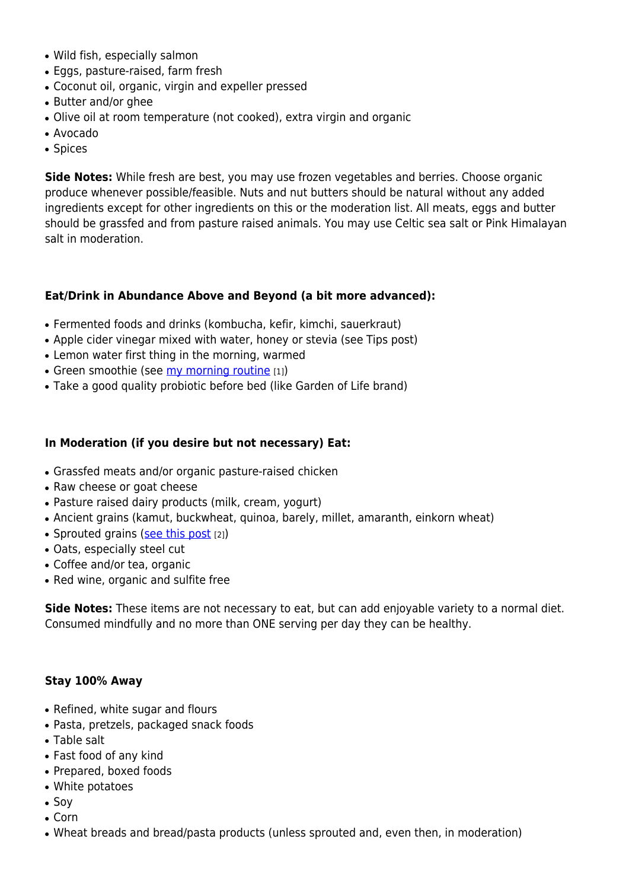- Wild fish, especially salmon
- Eggs, pasture-raised, farm fresh
- Coconut oil, organic, virgin and expeller pressed
- Butter and/or ghee
- Olive oil at room temperature (not cooked), extra virgin and organic
- Avocado
- Spices

**Side Notes:** While fresh are best, you may use frozen vegetables and berries. Choose organic produce whenever possible/feasible. Nuts and nut butters should be natural without any added ingredients except for other ingredients on this or the moderation list. All meats, eggs and butter should be grassfed and from pasture raised animals. You may use Celtic sea salt or Pink Himalayan salt in moderation.

**Eat/Drink in Abundance Above and Beyond (a bit more advanced):**

- Fermented foods and drinks (kombucha, kefir, kimchi, sauerkraut)
- Apple cider vinegar mixed with water, honey or stevia (see Tips post)
- Lemon water first thing in the morning, warmed
- Green smoothie (see my morning routine [1])
- Take a good quality probiotic before bed (like Garden of Life brand)

**In Moderation (if you desire but not necessary) Eat:**

- Grassfed meats and/or organic pasture-raised chicken
- Raw cheese or goat cheese
- Pasture raised dairy products (milk, cream, yogurt)
- Ancient grains (kamut, buckwheat, quinoa, barely, millet, amaranth, einkorn wheat)
- Sprouted grains (see this post [2])
- Oats, especially steel cut
- Coffee and/or tea, organic
- Red wine, organic and sulfite free

**Side Notes:** These items are not necessary to eat, but can add enjoyable variety to a normal diet. Consumed mindfully and no more than ONE serving per day they can be healthy.

**Stay 100% Away**

- Refined, white sugar and flours
- Pasta, pretzels, packaged snack foods
- Table salt
- Fast food of any kind
- Prepared, boxed foods
- White potatoes
- Soy
- Corn
- Wheat breads and bread/pasta products (unless sprouted and, even then, in moderation)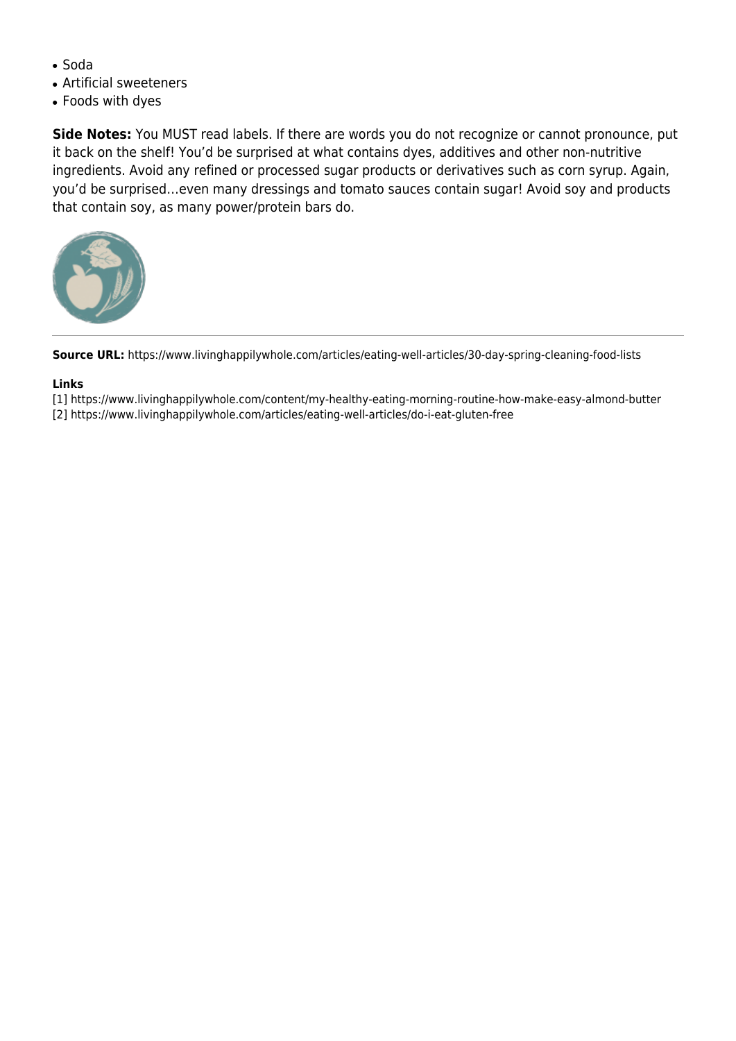- Soda
- Artificial sweeteners
- Foods with dyes

**Side Notes:** You MUST read labels. If there are words you do not recognize or cannot pronounce, put it back on the shelf! You'd be surprised at what contains dyes, additives and other non-nutritive ingredients. Avoid any refined or processed sugar products or derivatives such as corn syrup. Again, you'd be surprised…even many dressings and tomato sauces contain sugar! Avoid soy and products that contain soy, as many power/protein bars do.

---

**Source URL:** https://www.livinghappilywhole.com/articles/eating-well-articles/30-day-spring-cleaning-food-lists

**Links**
[1] https://www.livinghappilywhole.com/content/my-healthy-eating-morning-routine-how-make-easy-almond-butter
[2] https://www.livinghappilywhole.com/articles/eating-well-articles/do-i-eat-gluten-free